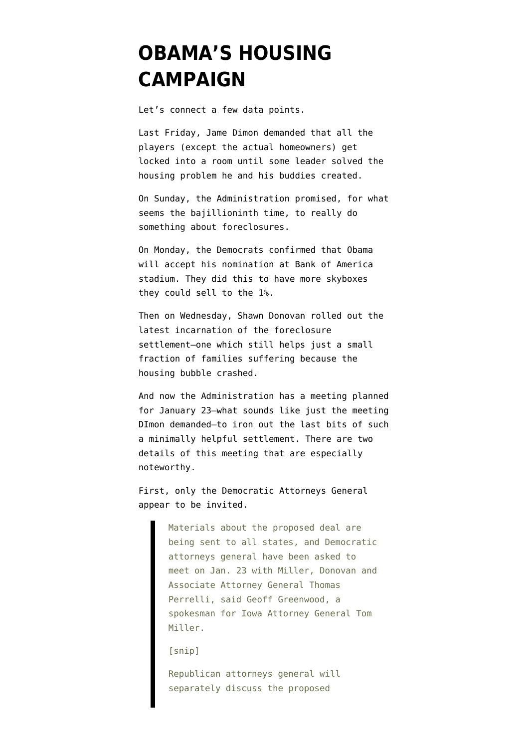# OBAMA'S HOUSING CAMPAIGN

Let's connect a few data points.

Last Friday, Jame Dimon demanded that all the players (except the actual homeowners) get locked into a room until some leader solved the housing problem he and his buddies created.

On Sunday, the Administration promised, for what seems the bajillioninth time, to really do something about foreclosures.

On Monday, the Democrats confirmed that Obama will accept his nomination at Bank of America stadium. They did this to have more skyboxes they could sell to the 1%.

Then on Wednesday, Shawn Donovan rolled out the latest incarnation of the foreclosure settlement–one which still helps just a small fraction of families suffering because the housing bubble crashed.

And now the Administration has a meeting planned for January 23–what sounds like just the meeting DImon demanded–to iron out the last bits of such a minimally helpful settlement. There are two details of this meeting that are especially noteworthy.

First, only the Democratic Attorneys General appear to be invited.

> Materials about the proposed deal are being sent to all states, and Democratic attorneys general have been asked to meet on Jan. 23 with Miller, Donovan and Associate Attorney General Thomas Perrelli, said Geoff Greenwood, a spokesman for Iowa Attorney General Tom Miller.
>
> [snip]
>
> Republican attorneys general will separately discuss the proposed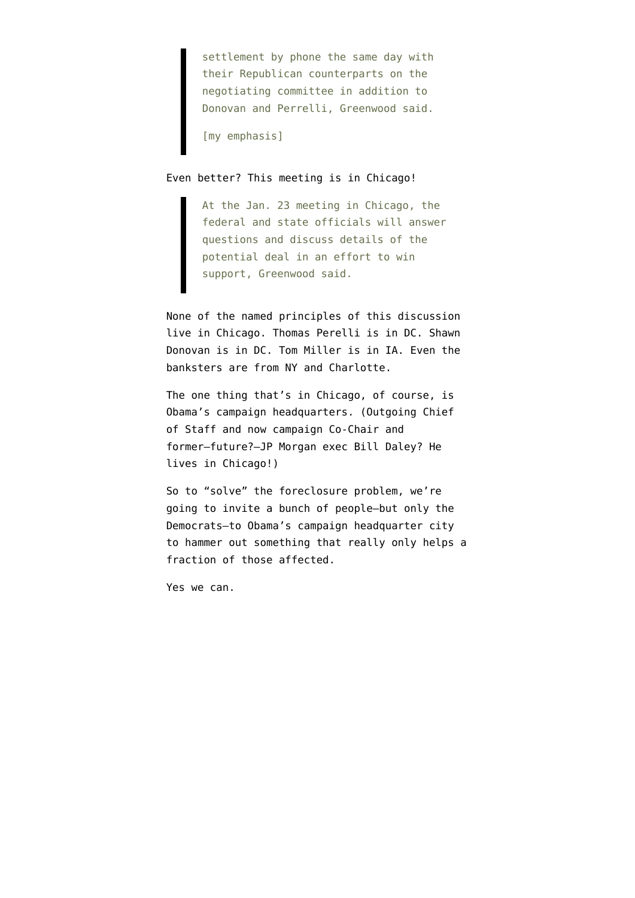> settlement by phone the same day with their Republican counterparts on the negotiating committee in addition to Donovan and Perrelli, Greenwood said.
>
> [my emphasis]

Even better? This meeting is in Chicago!

> At the Jan. 23 meeting in Chicago, the federal and state officials will answer questions and discuss details of the potential deal in an effort to win support, Greenwood said.

None of the named principles of this discussion live in Chicago. Thomas Perelli is in DC. Shawn Donovan is in DC. Tom Miller is in IA. Even the banksters are from NY and Charlotte.

The one thing that's in Chicago, of course, is Obama's campaign headquarters. (Outgoing Chief of Staff and now campaign Co-Chair and former—future?—JP Morgan exec Bill Daley? He lives in Chicago!)

So to "solve" the foreclosure problem, we're going to invite a bunch of people—but only the Democrats—to Obama's campaign headquarter city to hammer out something that really only helps a fraction of those affected.

Yes we can.